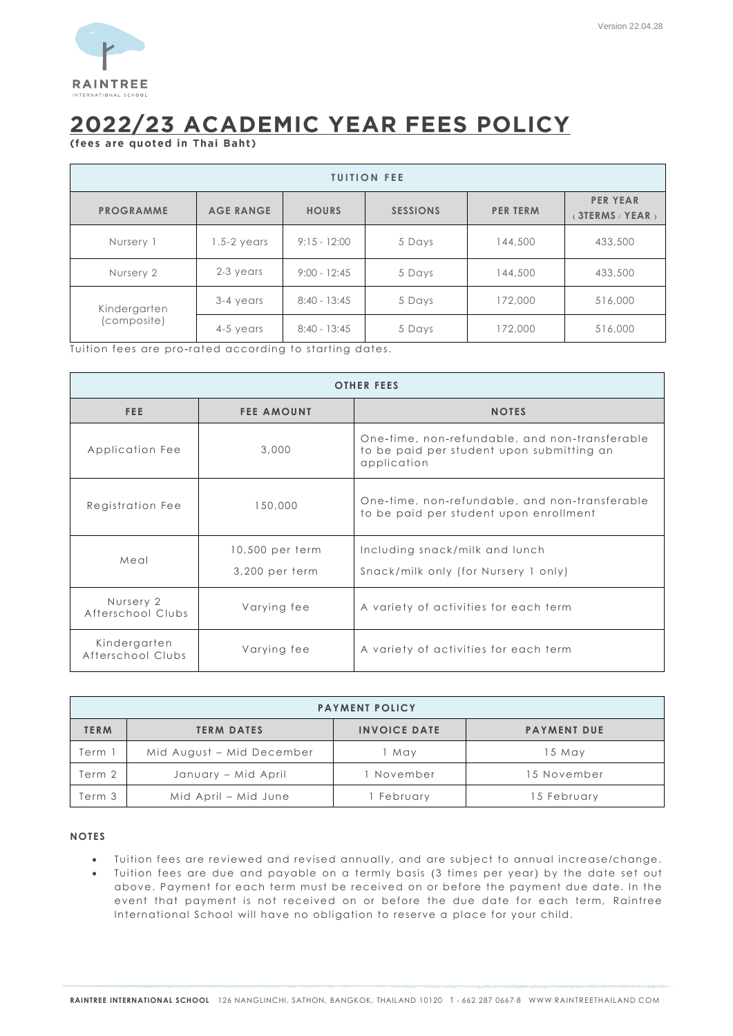Version 22.04.28

RAINTREE INTERNATIONAL SCHOOL

# 2022/23 ACADEMIC YEAR FEES POLICY

**(fees are quoted in Thai Baht)**

| TUITION FEE | | | | | |
|---|---|---|---|---|---|
| **PROGRAMME** | **AGE RANGE** | **HOURS** | **SESSIONS** | **PER TERM** | **PER YEAR (3TERMS / YEAR)** |
| Nursery 1 | 1.5-2 years | 9:15 - 12:00 | 5 Days | 144,500 | 433,500 |
| Nursery 2 | 2-3 years | 9:00 - 12:45 | 5 Days | 144,500 | 433,500 |
| Kindergarten (composite) | 3-4 years | 8:40 - 13:45 | 5 Days | 172,000 | 516,000 |
| | 4-5 years | 8:40 - 13:45 | 5 Days | 172,000 | 516,000 |

Tuition fees are pro-rated according to starting dates.

| OTHER FEES | | |
|---|---|---|
| **FEE** | **FEE AMOUNT** | **NOTES** |
| Application Fee | 3,000 | One-time, non-refundable, and non-transferable to be paid per student upon submitting an application |
| Registration Fee | 150,000 | One-time, non-refundable, and non-transferable to be paid per student upon enrollment |
| Meal | 10,500 per term | Including snack/milk and lunch |
| | 3,200 per term | Snack/milk only (for Nursery 1 only) |
| Nursery 2 Afterschool Clubs | Varying fee | A variety of activities for each term |
| Kindergarten Afterschool Clubs | Varying fee | A variety of activities for each term |

| PAYMENT POLICY | | | |
|---|---|---|---|
| **TERM** | **TERM DATES** | **INVOICE DATE** | **PAYMENT DUE** |
| Term 1 | Mid August – Mid December | 1 May | 15 May |
| Term 2 | January – Mid April | 1 November | 15 November |
| Term 3 | Mid April – Mid June | 1 February | 15 February |

**NOTES**

- Tuition fees are reviewed and revised annually, and are subject to annual increase/change.
- Tuition fees are due and payable on a termly basis (3 times per year) by the date set out above. Payment for each term must be received on or before the payment due date. In the event that payment is not received on or before the due date for each term, Raintree International School will have no obligation to reserve a place for your child.

**RAINTREE INTERNATIONAL SCHOOL** 126 NANGLINCHI, SATHON, BANGKOK, THAILAND 10120 T - 662 287 0667-8 WWW.RAINTREETHAILAND.COM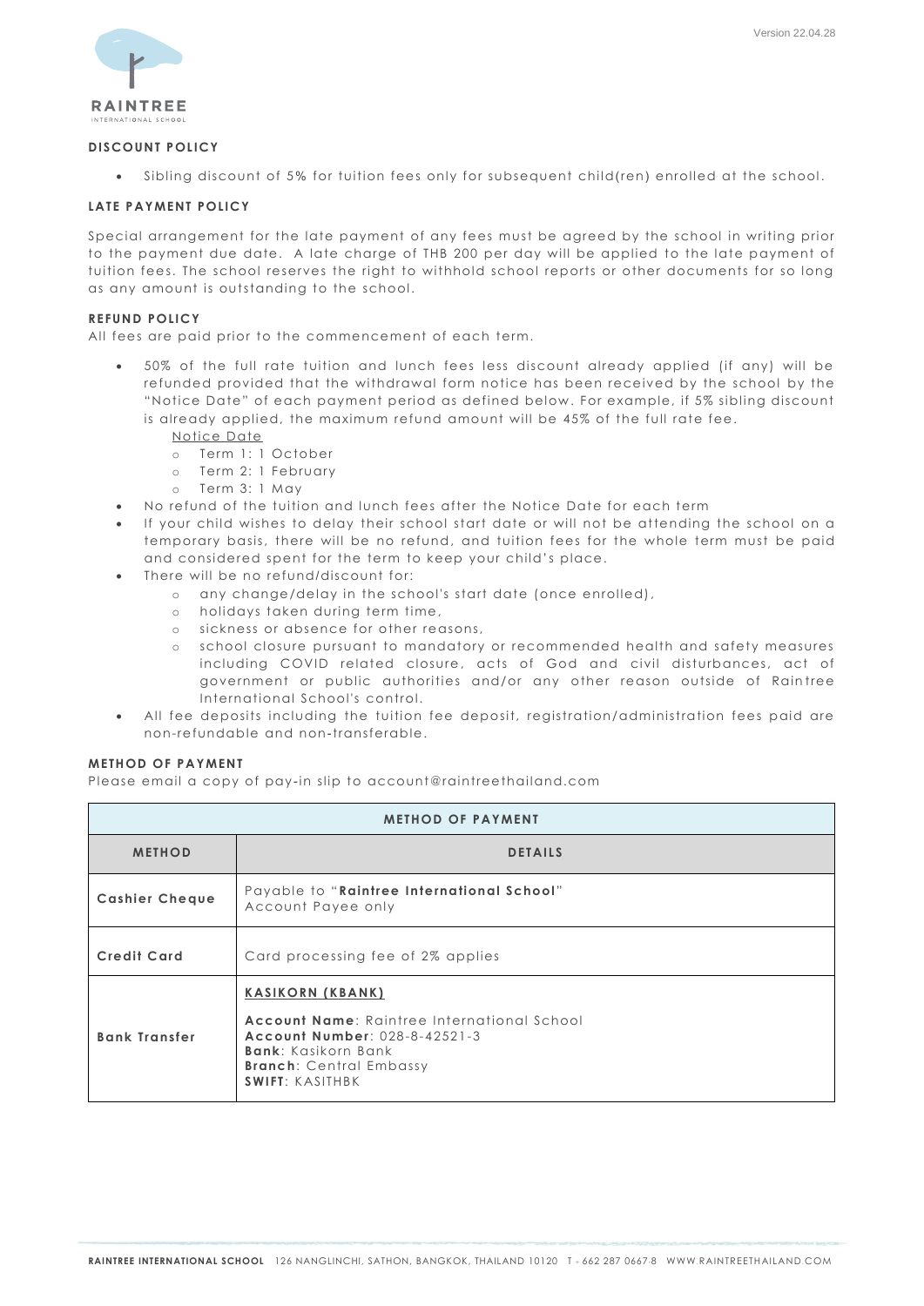## DISCOUNT POLICY

- Sibling discount of 5% for tuition fees only for subsequent child(ren) enrolled at the school.

## LATE PAYMENT POLICY

Special arrangement for the late payment of any fees must be agreed by the school in writing prior to the payment due date. A late charge of THB 200 per day will be applied to the late payment of tuition fees. The school reserves the right to withhold school reports or other documents for so long as any amount is outstanding to the school.

## REFUND POLICY

All fees are paid prior to the commencement of each term.

- 50% of the full rate tuition and lunch fees less discount already applied (if any) will be refunded provided that the withdrawal form notice has been received by the school by the "Notice Date" of each payment period as defined below. For example, if 5% sibling discount is already applied, the maximum refund amount will be 45% of the full rate fee.
  Notice Date
  - Term 1: 1 October
  - Term 2: 1 February
  - Term 3: 1 May
- No refund of the tuition and lunch fees after the Notice Date for each term
- If your child wishes to delay their school start date or will not be attending the school on a temporary basis, there will be no refund, and tuition fees for the whole term must be paid and considered spent for the term to keep your child's place.
- There will be no refund/discount for:
  - any change/delay in the school's start date (once enrolled),
  - holidays taken during term time,
  - sickness or absence for other reasons,
  - school closure pursuant to mandatory or recommended health and safety measures including COVID related closure, acts of God and civil disturbances, act of government or public authorities and/or any other reason outside of Raintree International School's control.
- All fee deposits including the tuition fee deposit, registration/administration fees paid are non-refundable and non-transferable.

## METHOD OF PAYMENT

Please email a copy of pay-in slip to account@raintreethailand.com

| METHOD OF PAYMENT | |
|---|---|
| **METHOD** | **DETAILS** |
| **Cashier Cheque** | Payable to "**Raintree International School**" Account Payee only |
| **Credit Card** | Card processing fee of 2% applies |
| **Bank Transfer** | **KASIKORN (KBANK)**<br>**Account Name**: Raintree International School<br>**Account Number**: 028-8-42521-3<br>**Bank**: Kasikorn Bank<br>**Branch**: Central Embassy<br>**SWIFT**: KASITHBK |